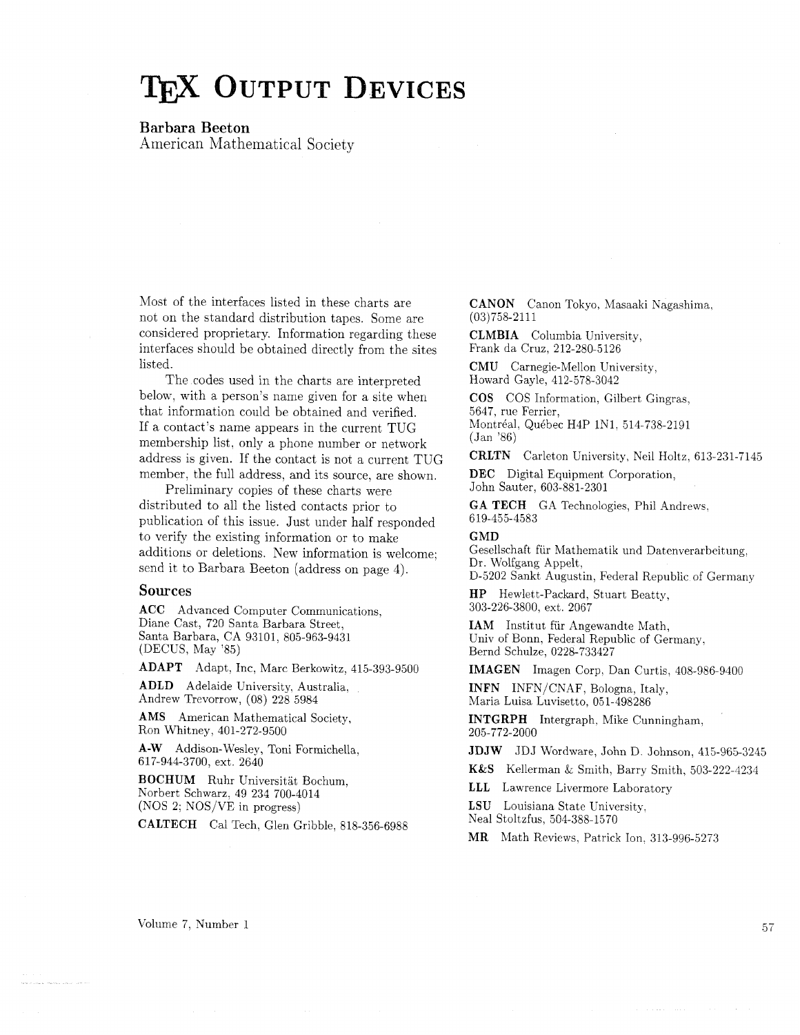# TEX OUTPUT DEVICES

**Barbara Beeton**
American Mathematical Society

Most of the interfaces listed in these charts are not on the standard distribution tapes. Some are considered proprietary. Information regarding these interfaces should be obtained directly from the sites listed.

The codes used in the charts are interpreted below, with a person's name given for a site when that information could be obtained and verified. If a contact's name appears in the current TUG membership list, only a phone number or network address is given. If the contact is not a current TUG member, the full address, and its source, are shown.

Preliminary copies of these charts were distributed to all the listed contacts prior to publication of this issue. Just under half responded to verify the existing information or to make additions or deletions. New information is welcome; send it to Barbara Beeton (address on page 4).

## Sources

**ACC** Advanced Computer Communications, Diane Cast, 720 Santa Barbara Street, Santa Barbara, CA 93101, 805-963-9431 (DECUS, May '85)

**ADAPT** Adapt, Inc, Marc Berkowitz, 415-393-9500

**ADLD** Adelaide University, Australia, Andrew Trevorrow, (08) 228 5984

**AMS** American Mathematical Society, Ron Whitney, 401-272-9500

**A-W** Addison-Wesley, Toni Formichella, 617-944-3700, ext. 2640

**BOCHUM** Ruhr Universität Bochum, Norbert Schwarz, 49 234 700-4014 (NOS 2; NOS/VE in progress)

**CALTECH** Cal Tech, Glen Gribble, 818-356-6988

**CANON** Canon Tokyo, Masaaki Nagashima, (03)758-2111

**CLMBIA** Columbia University, Frank da Cruz, 212-280-5126

**CMU** Carnegie-Mellon University, Howard Gayle, 412-578-3042

**COS** COS Information, Gilbert Gingras, 5647, rue Ferrier, Montréal, Québec H4P 1N1, 514-738-2191 (Jan '86)

**CRLTN** Carleton University, Neil Holtz, 613-231-7145

**DEC** Digital Equipment Corporation, John Sauter, 603-881-2301

**GA TECH** GA Technologies, Phil Andrews, 619-455-4583

**GMD** Gesellschaft für Mathematik und Datenverarbeitung, Dr. Wolfgang Appelt, D-5202 Sankt Augustin, Federal Republic of Germany

**HP** Hewlett-Packard, Stuart Beatty, 303-226-3800, ext. 2067

**IAM** Institut für Angewandte Math, Univ of Bonn, Federal Republic of Germany, Bernd Schulze, 0228-733427

**IMAGEN** Imagen Corp, Dan Curtis, 408-986-9400

**INFN** INFN/CNAF, Bologna, Italy, Maria Luisa Luvisetto, 051-498286

**INTGRPH** Intergraph, Mike Cunningham, 205-772-2000

**JDJW** JDJ Wordware, John D. Johnson, 415-965-3245

**K&S** Kellerman & Smith, Barry Smith, 503-222-4234

**LLL** Lawrence Livermore Laboratory

**LSU** Louisiana State University, Neal Stoltzfus, 504-388-1570

**MR** Math Reviews, Patrick Ion, 313-996-5273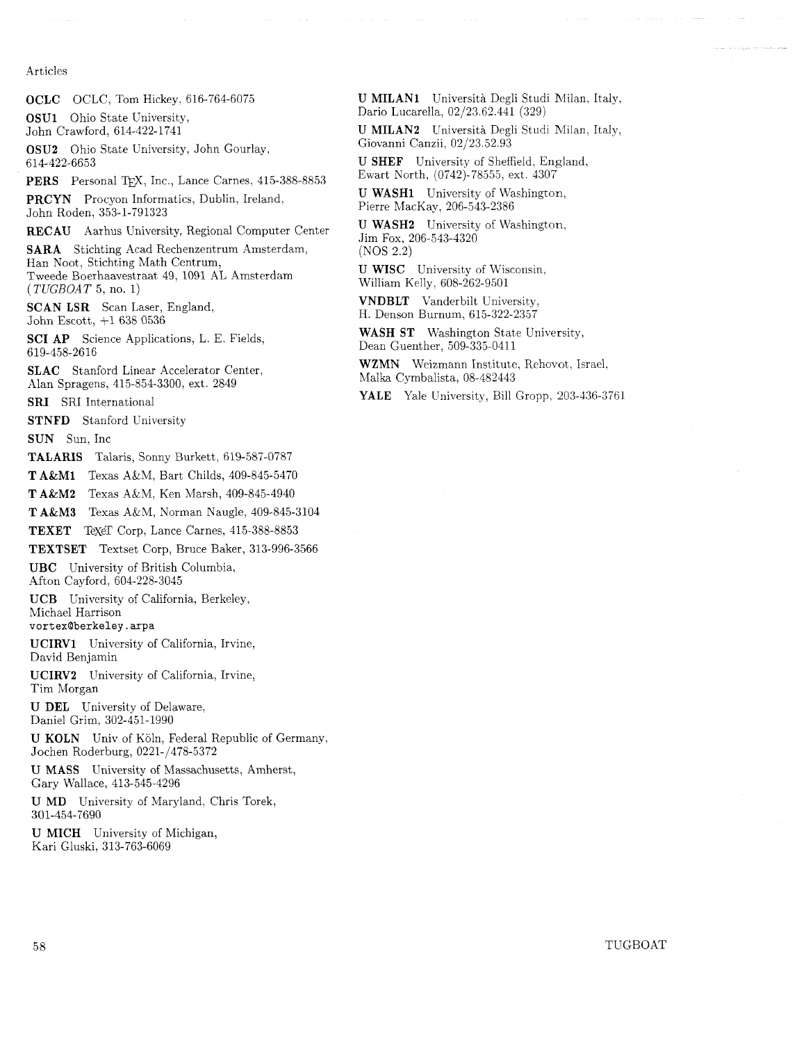**OCLC** OCLC, Tom Hickey, 616-764-6075

**OSU1** Ohio State University, John Crawford, 614-422-1741

**OSU2** Ohio State University, John Gourlay, 614-422-6653

**PERS** Personal TEX, Inc., Lance Carnes, 415-388-8853

**PRCYN** Procyon Informatics, Dublin, Ireland, John Roden, 353-1-791323

**RECAU** Aarhus University, Regional Computer Center

**SARA** Stichting Acad Rechenzentrum Amsterdam, Han Noot, Stichting Math Centrum, Tweede Boerhaavestraat 49, 1091 AL Amsterdam (*TUGBOAT* 5, no. 1)

**SCAN LSR** Scan Laser, England, John Escott, +1 638 0536

**SCI AP** Science Applications, L. E. Fields, 619-458-2616

**SLAC** Stanford Linear Accelerator Center, Alan Spragens, 415-854-3300, ext. 2849

**SRI** SRI International

**STNFD** Stanford University

**SUN** Sun, Inc

**TALARIS** Talaris, Sonny Burkett, 619-587-0787

**T A&M1** Texas A&M, Bart Childs, 409-845-5470

**T A&M2** Texas A&M, Ken Marsh, 409-845-4940

**T A&M3** Texas A&M, Norman Naugle, 409-845-3104

**TEXET** TEXeT Corp, Lance Carnes, 415-388-8853

**TEXTSET** Textset Corp, Bruce Baker, 313-996-3566

**UBC** University of British Columbia, Afton Cayford, 604-228-3045

**UCB** University of California, Berkeley, Michael Harrison
`vortex@berkeley.arpa`

**UCIRV1** University of California, Irvine, David Benjamin

**UCIRV2** University of California, Irvine, Tim Morgan

**U DEL** University of Delaware, Daniel Grim, 302-451-1990

**U KOLN** Univ of Köln, Federal Republic of Germany, Jochen Roderburg, 0221-/478-5372

**U MASS** University of Massachusetts, Amherst, Gary Wallace, 413-545-4296

**U MD** University of Maryland, Chris Torek, 301-454-7690

**U MICH** University of Michigan, Kari Gluski, 313-763-6069

**U MILAN1** Università Degli Studi Milan, Italy, Dario Lucarella, 02/23.62.441 (329)

**U MILAN2** Università Degli Studi Milan, Italy, Giovanni Canzii, 02/23.52.93

**U SHEF** University of Sheffield, England, Ewart North, (0742)-78555, ext. 4307

**U WASH1** University of Washington, Pierre MacKay, 206-543-2386

**U WASH2** University of Washington, Jim Fox, 206-543-4320 (NOS 2.2)

**U WISC** University of Wisconsin, William Kelly, 608-262-9501

**VNDBLT** Vanderbilt University, H. Denson Burnum, 615-322-2357

**WASH ST** Washington State University, Dean Guenther, 509-335-0411

**WZMN** Weizmann Institute, Rehovot, Israel, Malka Cymbalista, 08-482443

**YALE** Yale University, Bill Gropp, 203-436-3761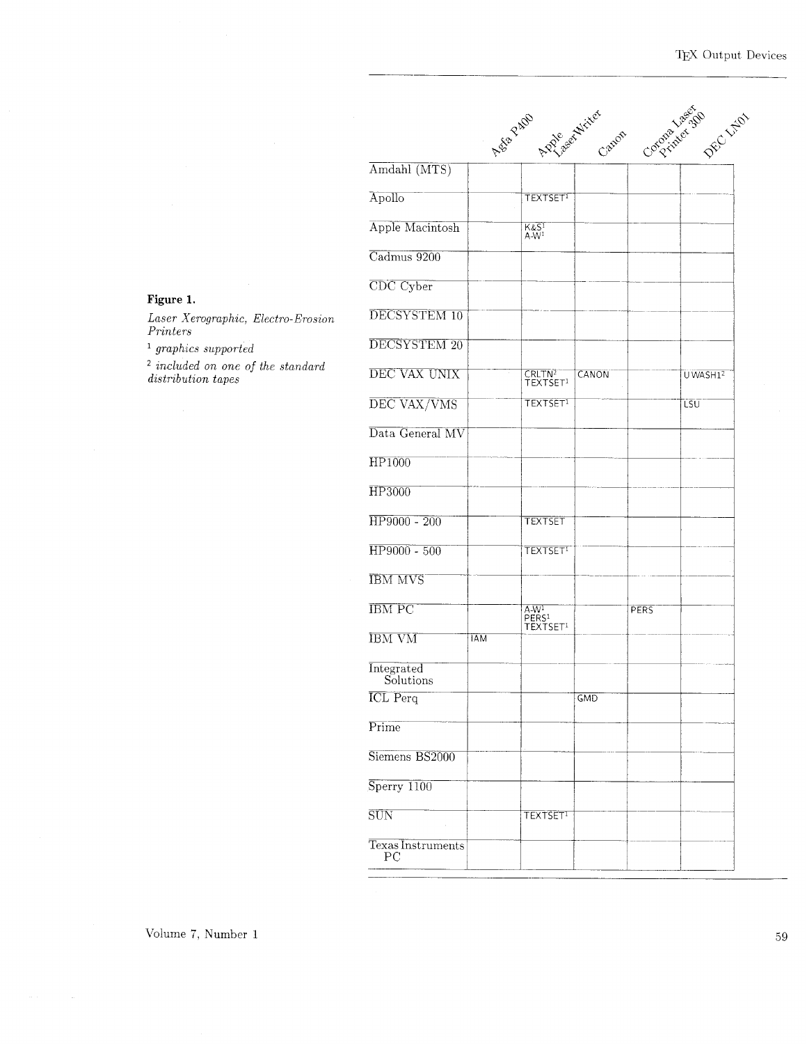**Figure 1.**

*Laser Xerographic, Electro-Erosion Printers*

[1] *graphics supported*

[2] *included on one of the standard distribution tapes*

| | Agfa P400 | Apple LaserWriter | Canon | Corona Laser Printer 300 | DEC LN01 |
|---|---|---|---|---|---|
| Amdahl (MTS) | | | | | |
| Apollo | | TEXTSET[1] | | | |
| Apple Macintosh | | K&S[1] A-W[1] | | | |
| Cadmus 9200 | | | | | |
| CDC Cyber | | | | | |
| DECSYSTEM 10 | | | | | |
| DECSYSTEM 20 | | | | | |
| DEC VAX UNIX | | CRLTN[2] TEXTSET[1] | CANON | | U WASH1[2] |
| DEC VAX/VMS | | TEXTSET[1] | | | LSU |
| Data General MV | | | | | |
| HP1000 | | | | | |
| HP3000 | | | | | |
| HP9000 - 200 | | TEXTSET | | | |
| HP9000 - 500 | | TEXTSET[1] | | | |
| IBM MVS | | | | | |
| IBM PC | | A-W[1] PERS[1] TEXTSET[1] | | PERS | |
| IBM VM | IAM | | | | |
| Integrated Solutions | | | | | |
| ICL Perq | | | GMD | | |
| Prime | | | | | |
| Siemens BS2000 | | | | | |
| Sperry 1100 | | | | | |
| SUN | | TEXTSET[1] | | | |
| Texas Instruments PC | | | | | |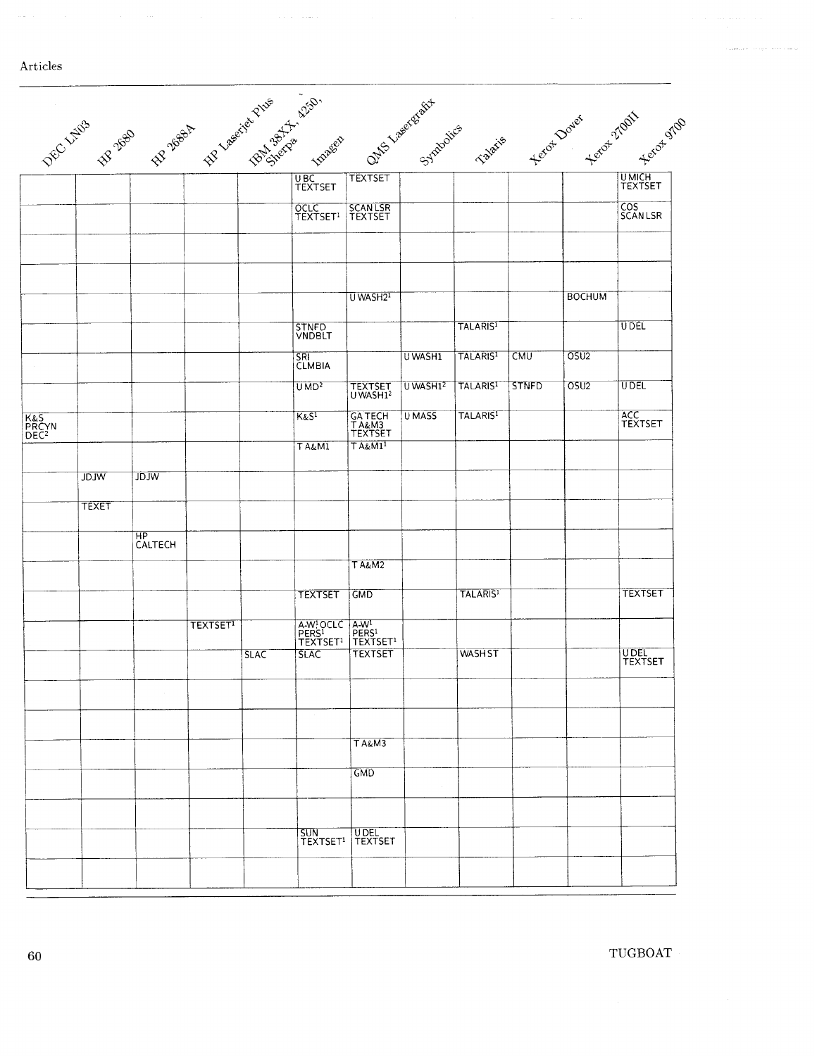| DEC LN03 | HP 2680 | HP 2688A | HP Laserjet Plus | IBM 38XX, 4250, Sherpa | Imagen | QMS Lasergrafix | Symbolics | Talaris | Xerox Dover | Xerox 2700II | Xerox 9700 |
|---|---|---|---|---|---|---|---|---|---|---|---|
| | | | | | U BC TEXTSET | TEXTSET | | | | | U MICH TEXTSET |
| | | | | | OCLC TEXTSET[1] | SCAN LSR TEXTSET | | | | | COS SCAN LSR |
| | | | | | | | | | | | |
| | | | | | | | | | | | |
| | | | | | | U WASH2[1] | | | | BOCHUM | |
| | | | | | STNFD VNDBLT | | | TALARIS[1] | | | U DEL |
| | | | | | SRI CLMBIA | | U WASH1 | TALARIS[1] | CMU | OSU2 | |
| | | | | | U MD[2] | TEXTSET U WASH1[2] | U WASH1[2] | TALARIS[1] | STNFD | OSU2 | U DEL |
| K&S PRCYN DEC[2] | | | | | K&S[1] | GA TECH T A&M3 TEXTSET | U MASS | TALARIS[1] | | | ACC TEXTSET |
| | | | | | T A&M1 | T A&M1[1] | | | | | |
| | JDJW | JDJW | | | | | | | | | |
| | TEXET | | | | | | | | | | |
| | | HP CALTECH | | | | | | | | | |
| | | | | | | T A&M2 | | | | | |
| | | | | | TEXTSET | GMD | | TALARIS[1] | | | TEXTSET |
| | | | TEXTSET[1] | | A-W[1] OCLC PERS[1] TEXTSET[1] | A-W[1] PERS[1] TEXTSET[1] | | | | | |
| | | | | SLAC | SLAC | TEXTSET | | WASH ST | | | U DEL TEXTSET |
| | | | | | | | | | | | |
| | | | | | | | | | | | |
| | | | | | | T A&M3 | | | | | |
| | | | | | | GMD | | | | | |
| | | | | | | | | | | | |
| | | | | | SUN TEXTSET[1] | U DEL TEXTSET | | | | | |
| | | | | | | | | | | | |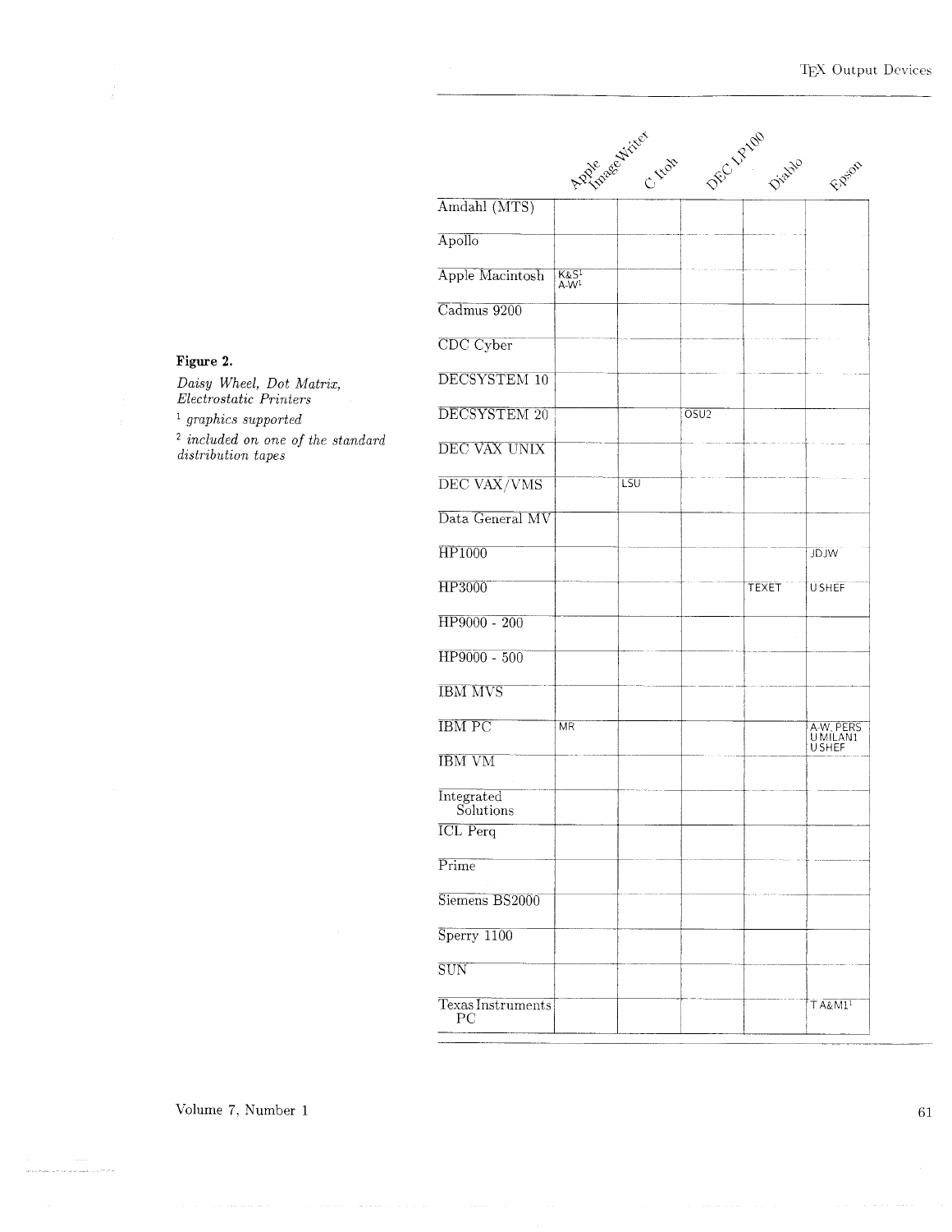**Figure 2.**

*Daisy Wheel, Dot Matrix, Electrostatic Printers*

[1] *graphics supported*

[2] *included on one of the standard distribution tapes*

| | Apple ImageWriter | C Itoh | DEC LP100 | Diablo | Epson |
|---|---|---|---|---|---|
| Amdahl (MTS) | | | | | |
| Apollo | | | | | |
| Apple Macintosh | K&S[1] A-W[1] | | | | |
| Cadmus 9200 | | | | | |
| CDC Cyber | | | | | |
| DECSYSTEM 10 | | | | | |
| DECSYSTEM 20 | | | OSU2 | | |
| DEC VAX UNIX | | | | | |
| DEC VAX/VMS | | LSU | | | |
| Data General MV | | | | | |
| HP1000 | | | | | JDJW |
| HP3000 | | | | TEXET | USHEF |
| HP9000 - 200 | | | | | |
| HP9000 - 500 | | | | | |
| IBM MVS | | | | | |
| IBM PC | MR | | | | A-W, PERS UMILAN1 USHEF |
| IBM VM | | | | | |
| Integrated Solutions | | | | | |
| ICL Perq | | | | | |
| Prime | | | | | |
| Siemens BS2000 | | | | | |
| Sperry 1100 | | | | | |
| SUN | | | | | |
| Texas Instruments PC | | | | | TA&M1[1] |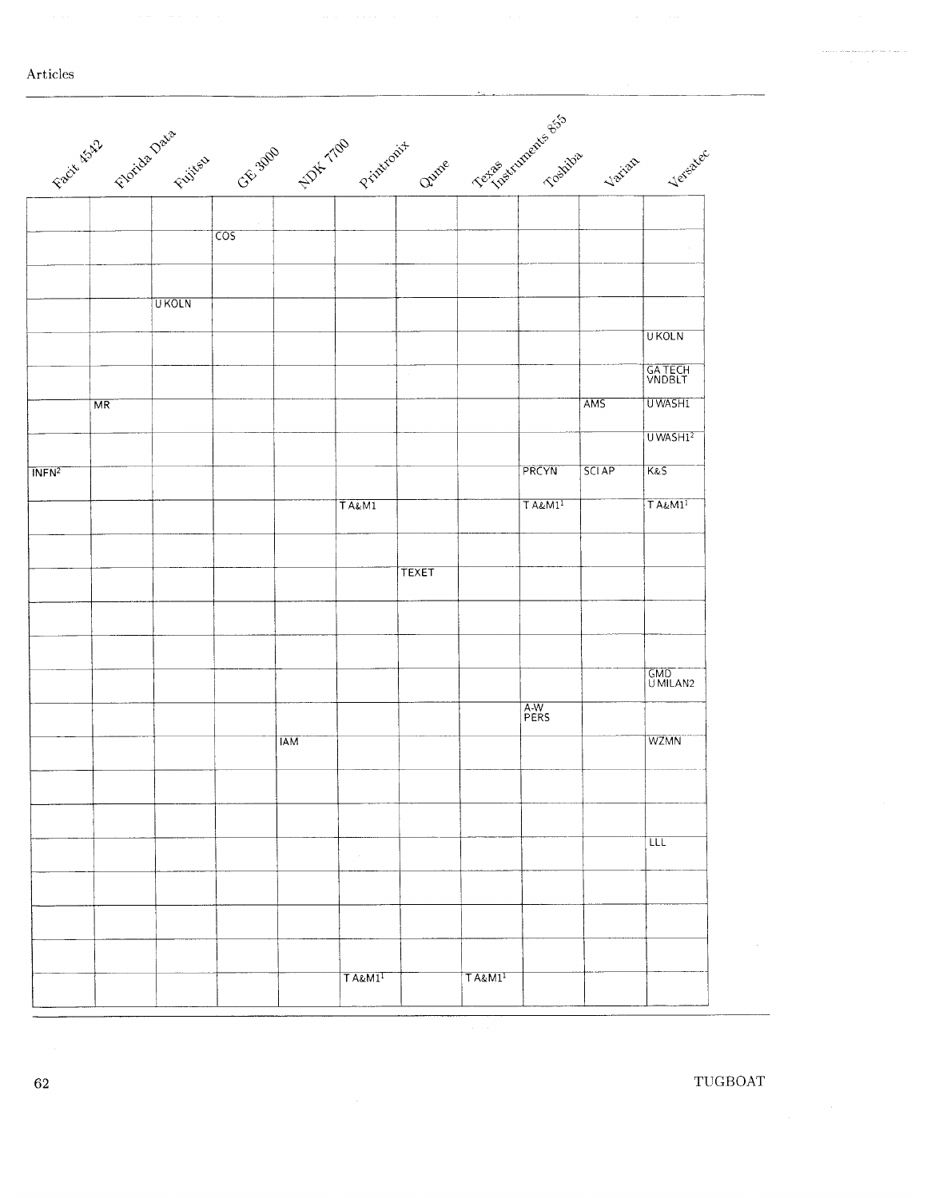| Facit 4542 | Florida Data | Fujitsu | GE 3000 | NDK 7700 | Printronix | Qume | Texas Instruments 855 | Toshiba | Varian | Versatec |
|---|---|---|---|---|---|---|---|---|---|---|
| | | | | | | | | | | |
| | | | COS | | | | | | | |
| | | | | | | | | | | |
| | | U KOLN | | | | | | | | |
| | | | | | | | | | | U KOLN |
| | | | | | | | | | | GA TECH VNDBLT |
| | MR | | | | | | | | AMS | U WASH1 |
| | | | | | | | | | | U WASH1[2] |
| INFN[2] | | | | | | | | PRCYN | SCI AP | K&S |
| | | | | | T A&M1 | | | T A&M1[1] | | T A&M1[1] |
| | | | | | | | | | | |
| | | | | | | TEXET | | | | |
| | | | | | | | | | | |
| | | | | | | | | | | |
| | | | | | | | | | | GMD U MILAN2 |
| | | | | | | | | A-W PERS | | |
| | | | | IAM | | | | | | WZMN |
| | | | | | | | | | | |
| | | | | | | | | | | |
| | | | | | | | | | | LLL |
| | | | | | | | | | | |
| | | | | | | | | | | |
| | | | | | | | | | | |
| | | | | | T A&M1[1] | | T A&M1[1] | | | |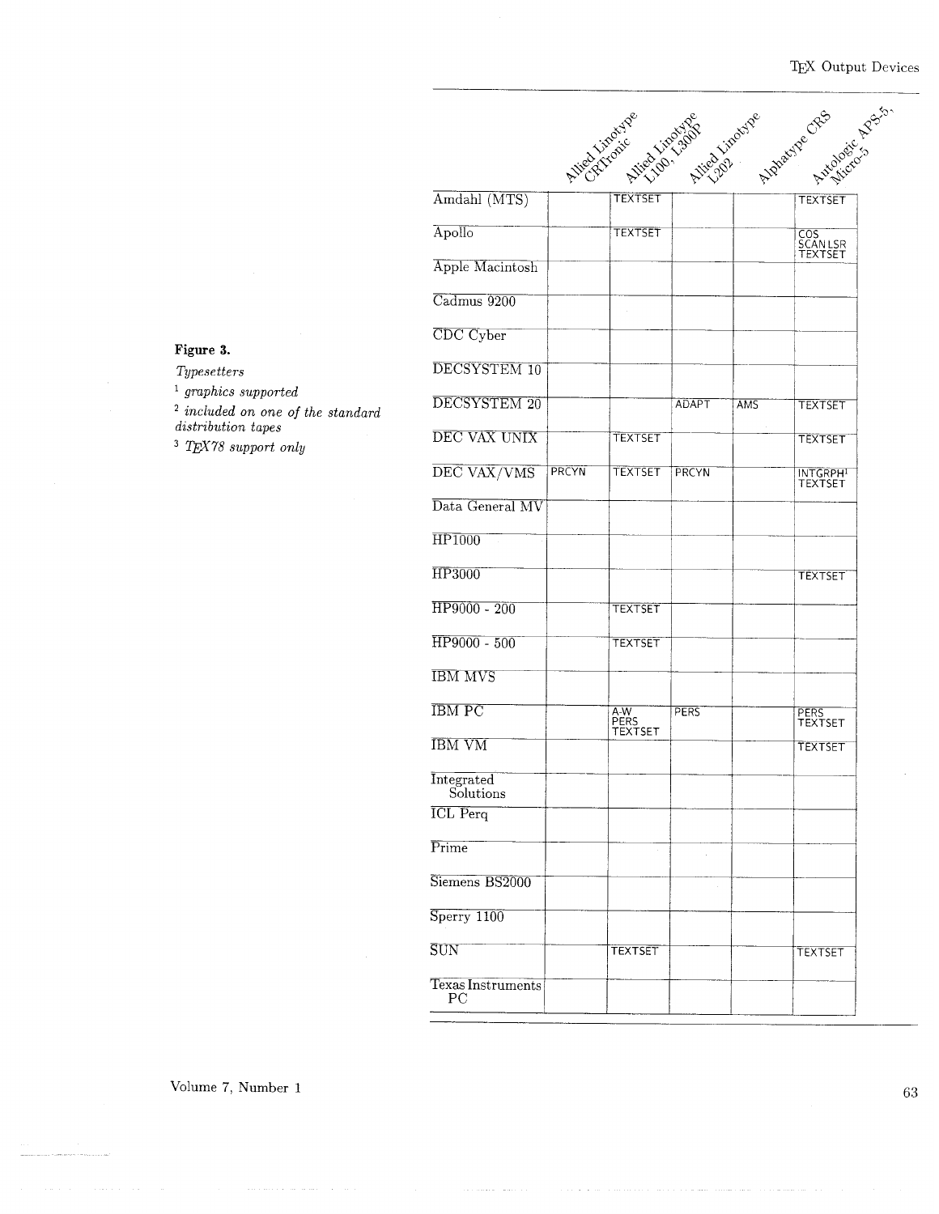**Figure 3.**

*Typesetters*

[1] *graphics supported*

[2] *included on one of the standard distribution tapes*

[3] *TEX78 support only*

| | Allied Linotype CRTronic | Allied Linotype L100, L300P | Allied Linotype L202 | Alphatype CRS | Autologic APS-5, Micro-5 |
|---|---|---|---|---|---|
| Amdahl (MTS) | | TEXTSET | | | TEXTSET |
| Apollo | | TEXTSET | | | COS SCANLSR TEXTSET |
| Apple Macintosh | | | | | |
| Cadmus 9200 | | | | | |
| CDC Cyber | | | | | |
| DECSYSTEM 10 | | | | | |
| DECSYSTEM 20 | | | ADAPT | AMS | TEXTSET |
| DEC VAX UNIX | | TEXTSET | | | TEXTSET |
| DEC VAX/VMS | PRCYN | TEXTSET | PRCYN | | INTGRPH[1] TEXTSET |
| Data General MV | | | | | |
| HP1000 | | | | | |
| HP3000 | | | | | TEXTSET |
| HP9000 - 200 | | TEXTSET | | | |
| HP9000 - 500 | | TEXTSET | | | |
| IBM MVS | | | | | |
| IBM PC | | A-W PERS TEXTSET | PERS | | PERS TEXTSET |
| IBM VM | | | | | TEXTSET |
| Integrated Solutions | | | | | |
| ICL Perq | | | | | |
| Prime | | | | | |
| Siemens BS2000 | | | | | |
| Sperry 1100 | | | | | |
| SUN | | TEXTSET | | | TEXTSET |
| Texas Instruments PC | | | | | |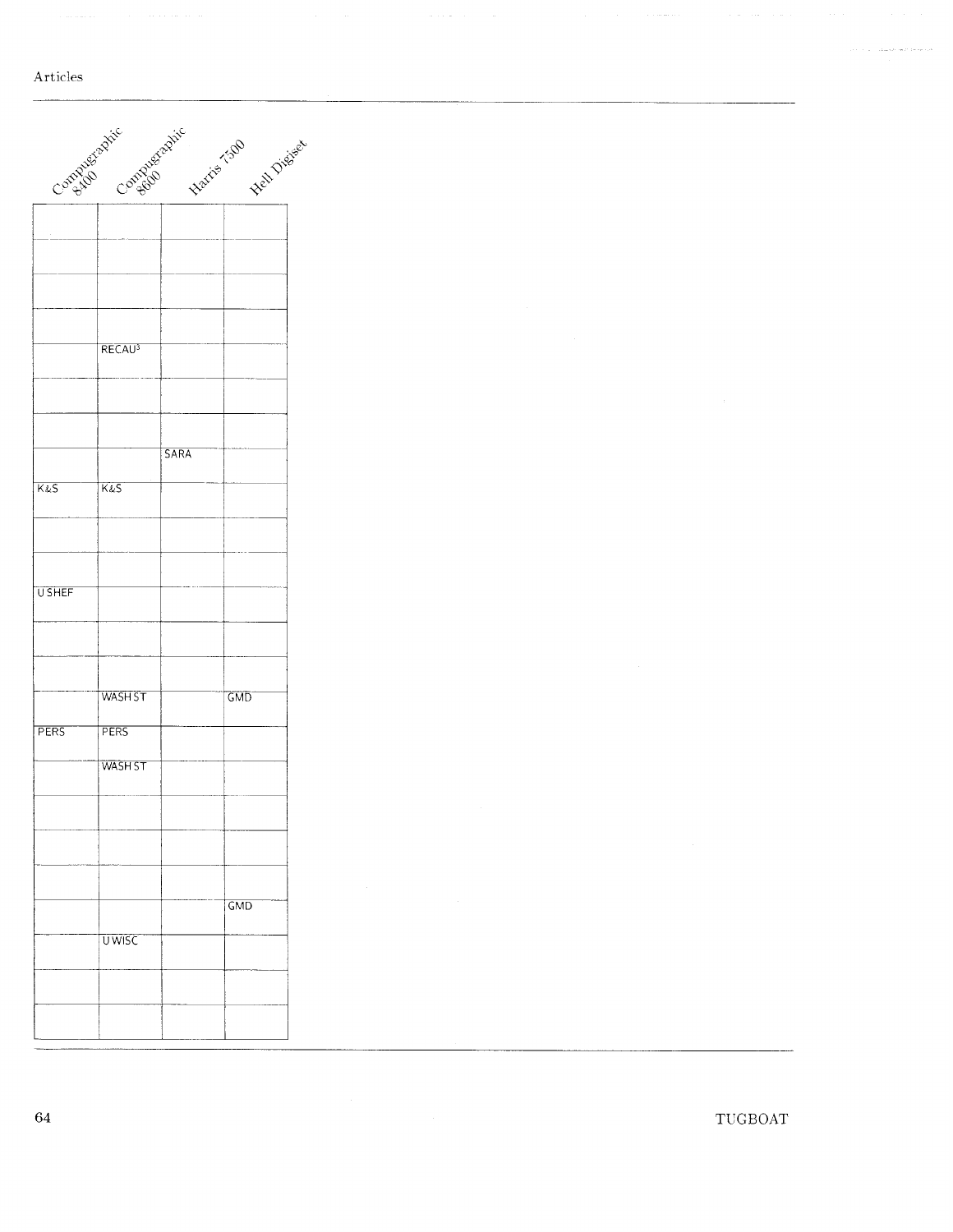| Compugraphic 8400 | Compugraphic 8600 | Harris 7500 | Hell Digiset |
|---|---|---|---|
| | | | |
| | | | |
| | | | |
| | | | |
| | RECAU[3] | | |
| | | | |
| | | | |
| | | SARA | |
| K&S | K&S | | |
| | | | |
| | | | |
| U SHEF | | | |
| | | | |
| | | | |
| | WASH ST | | GMD |
| PERS | PERS | | |
| | WASH ST | | |
| | | | |
| | | | |
| | | | |
| | | | GMD |
| | U WISC | | |
| | | | |
| | | | |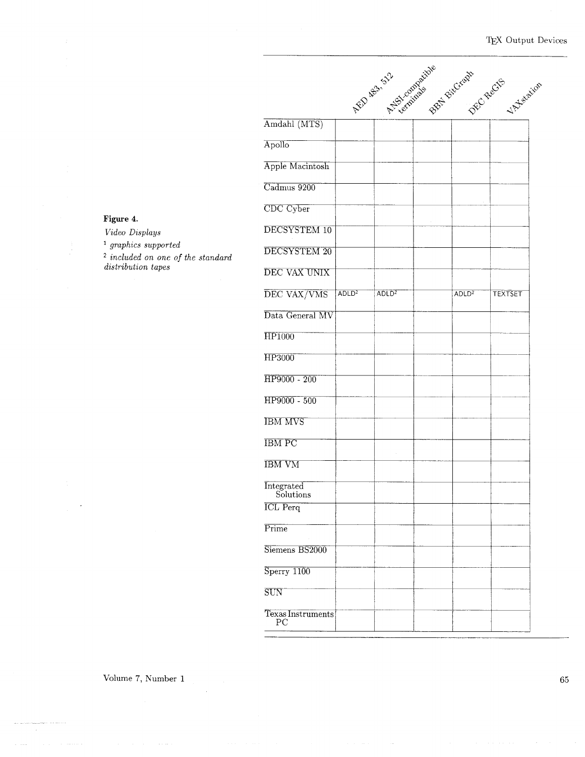**Figure 4.**

*Video Displays*

[1] *graphics supported*

[2] *included on one of the standard distribution tapes*

| | AED 483, 512 | ANSI-compatible terminals | BBN BitGraph | DEC ReGIS | VAXstation |
|---|---|---|---|---|---|
| Amdahl (MTS) | | | | | |
| Apollo | | | | | |
| Apple Macintosh | | | | | |
| Cadmus 9200 | | | | | |
| CDC Cyber | | | | | |
| DECSYSTEM 10 | | | | | |
| DECSYSTEM 20 | | | | | |
| DEC VAX UNIX | | | | | |
| DEC VAX/VMS | ADLD[2] | ADLD[2] | | ADLD[2] | TEXTSET |
| Data General MV | | | | | |
| HP1000 | | | | | |
| HP3000 | | | | | |
| HP9000 - 200 | | | | | |
| HP9000 - 500 | | | | | |
| IBM MVS | | | | | |
| IBM PC | | | | | |
| IBM VM | | | | | |
| Integrated Solutions | | | | | |
| ICL Perq | | | | | |
| Prime | | | | | |
| Siemens BS2000 | | | | | |
| Sperry 1100 | | | | | |
| SUN | | | | | |
| Texas Instruments PC | | | | | |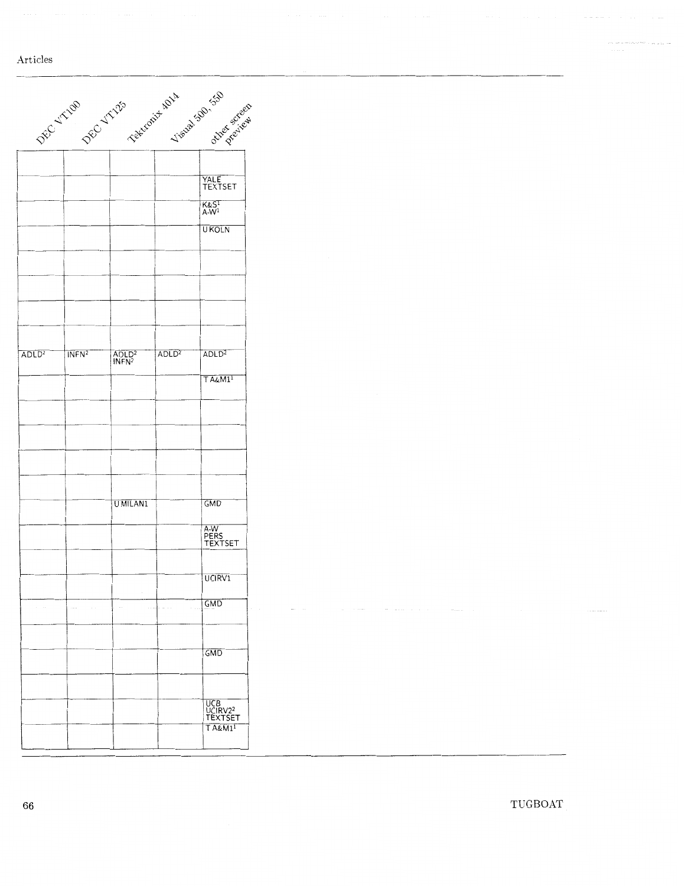| DEC VT100 | DEC VT125 | Tektronix 4014 | Visual 500, 550 | other screen preview |
|---|---|---|---|---|
| | | | | |
| | | | | YALE TEXTSET |
| | | | | K&S[1] A-W[1] |
| | | | | U KOLN |
| | | | | |
| | | | | |
| | | | | |
| | | | | |
| ADLD[2] | INFN[2] | ADLD[2] INFN[2] | ADLD[2] | ADLD[2] |
| | | | | T A&M1[1] |
| | | | | |
| | | | | |
| | | | | |
| | | | | |
| | | U MILAN1 | | GMD |
| | | | | A-W PERS TEXTSET |
| | | | | |
| | | | | UCIRV1 |
| | | | | GMD |
| | | | | |
| | | | | GMD |
| | | | | |
| | | | | UCB UCIRV2[2] TEXTSET |
| | | | | T A&M1[1] |